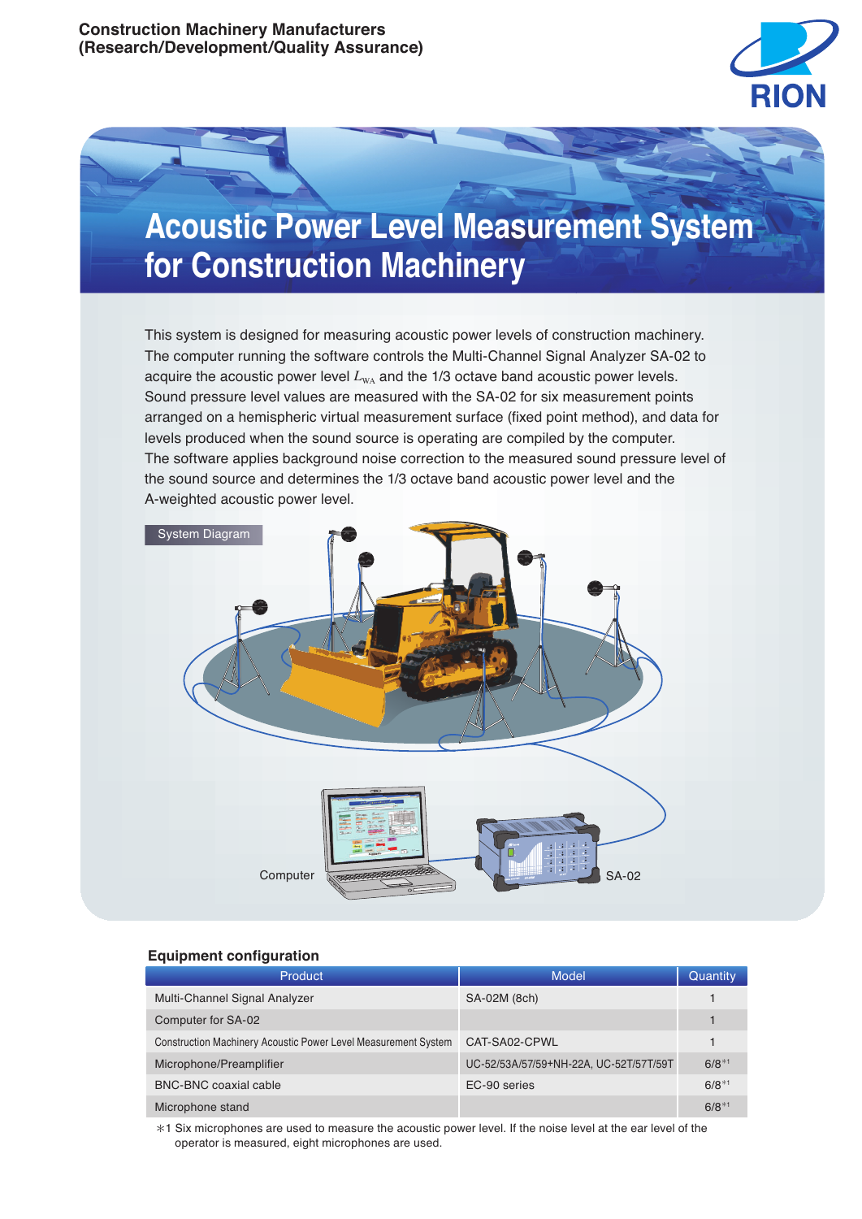Construction Machinery Manufacturers
(Research/Development/Quality Assurance)

# Acoustic Power Level Measurement System for Construction Machinery

This system is designed for measuring acoustic power levels of construction machinery.
The computer running the software controls the Multi-Channel Signal Analyzer SA-02 to acquire the acoustic power level $L_{WA}$ and the 1/3 octave band acoustic power levels.
Sound pressure level values are measured with the SA-02 for six measurement points arranged on a hemispheric virtual measurement surface (fixed point method), and data for levels produced when the sound source is operating are compiled by the computer.
The software applies background noise correction to the measured sound pressure level of the sound source and determines the 1/3 octave band acoustic power level and the A-weighted acoustic power level.

System Diagram

Computer

SA-02

### Equipment configuration

| Product | Model | Quantity |
|---|---|---|
| Multi-Channel Signal Analyzer | SA-02M (8ch) | 1 |
| Computer for SA-02 | | 1 |
| Construction Machinery Acoustic Power Level Measurement System | CAT-SA02-CPWL | 1 |
| Microphone/Preamplifier | UC-52/53A/57/59+NH-22A, UC-52T/57T/59T | 6/8*1 |
| BNC-BNC coaxial cable | EC-90 series | 6/8*1 |
| Microphone stand | | 6/8*1 |

*1 Six microphones are used to measure the acoustic power level. If the noise level at the ear level of the operator is measured, eight microphones are used.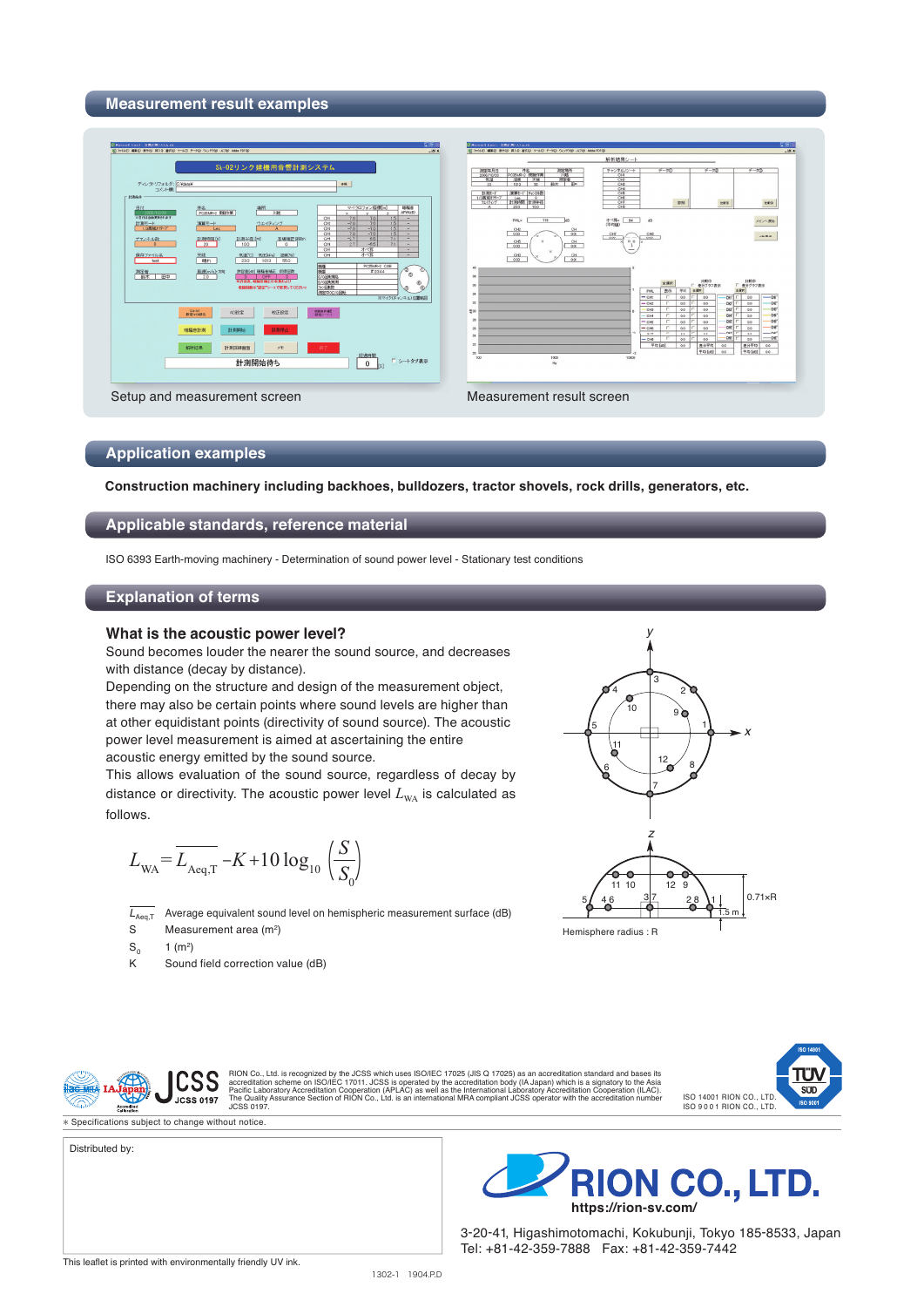## Measurement result examples

Setup and measurement screen

Measurement result screen

## Application examples

**Construction machinery including backhoes, bulldozers, tractor shovels, rock drills, generators, etc.**

## Applicable standards, reference material

ISO 6393 Earth-moving machinery - Determination of sound power level - Stationary test conditions

## Explanation of terms

### What is the acoustic power level?

Sound becomes louder the nearer the sound source, and decreases with distance (decay by distance).

Depending on the structure and design of the measurement object, there may also be certain points where sound levels are higher than at other equidistant points (directivity of sound source). The acoustic power level measurement is aimed at ascertaining the entire acoustic energy emitted by the sound source.

This allows evaluation of the sound source, regardless of decay by distance or directivity. The acoustic power level $L_{WA}$ is calculated as follows.

$$L_{WA} = \overline{L_{Aeq,T}} - K + 10\log_{10}\left(\frac{S}{S_0}\right)$$

| | |
|---|---|
| $\overline{L_{Aeq,T}}$ | Average equivalent sound level on hemispheric measurement surface (dB) |
| S | Measurement area (m²) |
| $S_0$ | 1 (m²) |
| K | Sound field correction value (dB) |

y
x
3 4 2 10 9 5 1 11 12 6 8 7

z
11 10 12 9
5 4 6 3 7 2 8 1
0.71×R
1.5 m
Hemisphere radius : R

RION Co., Ltd. is recognized by the JCSS which uses ISO/IEC 17025 (JIS Q 17025) as an accreditation standard and bases its accreditation scheme on ISO/IEC 17011. JCSS is operated by the accreditation body (IA Japan) which is a signatory to the Asia Pacific Laboratory Accreditation Cooperation (APLAC) as well as the International Laboratory Accreditation Cooperation (ILAC). The Quality Assurance Section of RION Co., Ltd. is an international MRA compliant JCSS operator with the accreditation number JCSS 0197.

JCSS 0197

ISO 14001 RION CO., LTD.
ISO 9001 RION CO., LTD.

* Specifications subject to change without notice.

Distributed by:

**RION CO., LTD.**
https://rion-sv.com/

3-20-41, Higashimotomachi, Kokubunji, Tokyo 185-8533, Japan
Tel: +81-42-359-7888 Fax: +81-42-359-7442

This leaflet is printed with environmentally friendly UV ink.

1302-1 1904.P.D